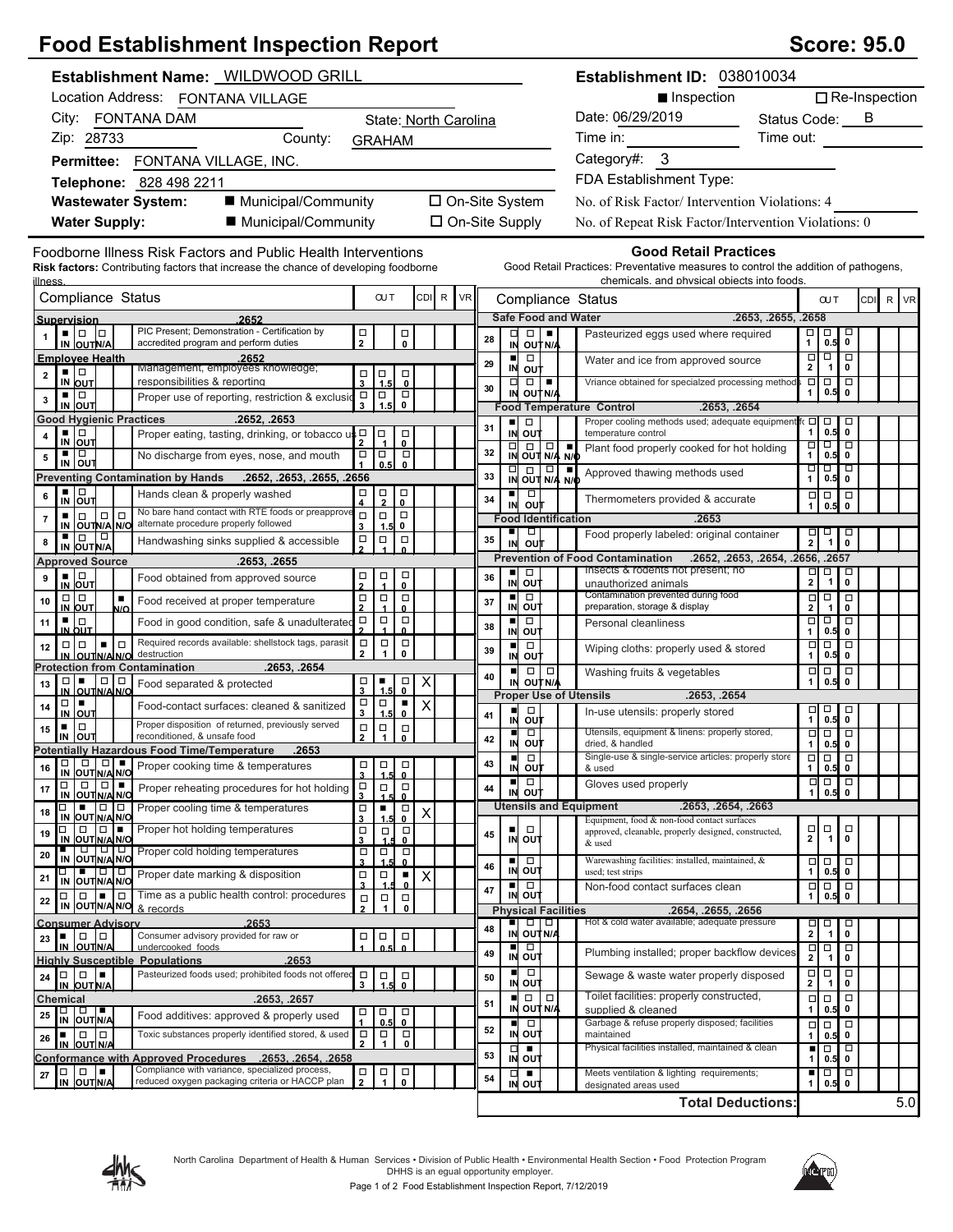# Food Establishment Inspection Report

**Score: 95.0**

**Establishment Name:** WILDWOOD GRILL
Location Address: FONTANA VILLAGE
City: FONTANA DAM  State: North Carolina
Zip: 28733  County: GRAHAM
**Permittee:** FONTANA VILLAGE, INC.
**Telephone:** 828 498 2211
**Wastewater System:** ■ Municipal/Community ☐ On-Site System
**Water Supply:** ■ Municipal/Community ☐ On-Site Supply

**Establishment ID:** 038010034
■ Inspection ☐ Re-Inspection
Date: 06/29/2019  Status Code: B
Time in:  Time out:
Category#: 3
FDA Establishment Type:
No. of Risk Factor/ Intervention Violations: 4
No. of Repeat Risk Factor/Intervention Violations: 0

## Foodborne Illness Risk Factors and Public Health Interventions

**Risk factors:** Contributing factors that increase the chance of developing foodborne illness.

| # | Compliance Status | Marked | OUT | CDI | R | VR |
|---|---|---|---|---|---|---|
| | **Supervision .2652** | | | | | |
| 1 | PIC Present; Demonstration - Certification by accredited program and perform duties | IN | 2 / 0 | | | |
| | **Employee Health .2652** | | | | | |
| 2 | Management, employees knowledge; responsibilities & reporting | IN | 3 / 1.5 / 0 | | | |
| 3 | Proper use of reporting, restriction & exclusion | IN | 3 / 1.5 / 0 | | | |
| | **Good Hygienic Practices .2652, .2653** | | | | | |
| 4 | Proper eating, tasting, drinking, or tobacco use | IN | 2 / 1 / 0 | | | |
| 5 | No discharge from eyes, nose, and mouth | IN | 1 / 0.5 / 0 | | | |
| | **Preventing Contamination by Hands .2652, .2653, .2655, .2656** | | | | | |
| 6 | Hands clean & properly washed | IN | 4 / 2 / 0 | | | |
| 7 | No bare hand contact with RTE foods or preapproved alternate procedure properly followed | IN | 3 / 1.5 / 0 | | | |
| 8 | Handwashing sinks supplied & accessible | IN | 2 / 1 / 0 | | | |
| | **Approved Source .2653, .2655** | | | | | |
| 9 | Food obtained from approved source | IN | 2 / 1 / 0 | | | |
| 10 | Food received at proper temperature | N/O | 2 / 1 / 0 | | | |
| 11 | Food in good condition, safe & unadulterated | IN | 2 / 1 / 0 | | | |
| 12 | Required records available: shellstock tags, parasite destruction | N/A | 2 / 1 / 0 | | | |
| | **Protection from Contamination .2653, .2654** | | | | | |
| 13 | Food separated & protected | OUT | 1.5 | X | | |
| 14 | Food-contact surfaces: cleaned & sanitized | OUT | 0 | X | | |
| 15 | Proper disposition of returned, previously served reconditioned, & unsafe food | IN | 2 / 1 / 0 | | | |
| | **Potentially Hazardous Food Time/Temperature .2653** | | | | | |
| 16 | Proper cooking time & temperatures | N/O | 3 / 1.5 / 0 | | | |
| 17 | Proper reheating procedures for hot holding | N/O | 3 / 1.5 / 0 | | | |
| 18 | Proper cooling time & temperatures | OUT | 1.5 | X | | |
| 19 | Proper hot holding temperatures | N/O | 3 / 1.5 / 0 | | | |
| 20 | Proper cold holding temperatures | IN | 3 / 1.5 / 0 | | | |
| 21 | Proper date marking & disposition | OUT | 0 | X | | |
| 22 | Time as a public health control: procedures & records | N/A | 2 / 1 / 0 | | | |
| | **Consumer Advisory .2653** | | | | | |
| 23 | Consumer advisory provided for raw or undercooked foods | IN | 1 / 0.5 / 0 | | | |
| | **Highly Susceptible Populations .2653** | | | | | |
| 24 | Pasteurized foods used; prohibited foods not offered | N/A | 3 / 1.5 / 0 | | | |
| | **Chemical .2653, .2657** | | | | | |
| 25 | Food additives: approved & properly used | N/A | 1 / 0.5 / 0 | | | |
| 26 | Toxic substances properly identified stored, & used | IN | 2 / 1 / 0 | | | |
| | **Conformance with Approved Procedures .2653, .2654, .2658** | | | | | |
| 27 | Compliance with variance, specialized process, reduced oxygen packaging criteria or HACCP plan | N/A | 2 / 1 / 0 | | | |

## Good Retail Practices

Good Retail Practices: Preventative measures to control the addition of pathogens, chemicals, and physical objects into foods.

| # | Compliance Status | Marked | OUT | CDI | R | VR |
|---|---|---|---|---|---|---|
| | **Safe Food and Water .2653, .2655, .2658** | | | | | |
| 28 | Pasteurized eggs used where required | N/A | 1 / 0.5 / 0 | | | |
| 29 | Water and ice from approved source | IN | 2 / 1 / 0 | | | |
| 30 | Vriance obtained for specialzed processing methods | N/A | 1 / 0.5 / 0 | | | |
| | **Food Temperature Control .2653, .2654** | | | | | |
| 31 | Proper cooling methods used; adequate equipment for temperature control | IN | 1 / 0.5 / 0 | | | |
| 32 | Plant food properly cooked for hot holding | N/O | 1 / 0.5 / 0 | | | |
| 33 | Approved thawing methods used | N/O | 1 / 0.5 / 0 | | | |
| 34 | Thermometers provided & accurate | IN | 1 / 0.5 / 0 | | | |
| | **Food Identification .2653** | | | | | |
| 35 | Food properly labeled: original container | IN | 2 / 1 / 0 | | | |
| | **Prevention of Food Contamination .2652, .2653, .2654, .2656, .2657** | | | | | |
| 36 | Insects & rodents not present; no unauthorized animals | IN | 2 / 1 / 0 | | | |
| 37 | Contamination prevented during food preparation, storage & display | IN | 2 / 1 / 0 | | | |
| 38 | Personal cleanliness | IN | 1 / 0.5 / 0 | | | |
| 39 | Wiping cloths: properly used & stored | IN | 1 / 0.5 / 0 | | | |
| 40 | Washing fruits & vegetables | IN | 1 / 0.5 / 0 | | | |
| | **Proper Use of Utensils .2653, .2654** | | | | | |
| 41 | In-use utensils: properly stored | IN | 1 / 0.5 / 0 | | | |
| 42 | Utensils, equipment & linens: properly stored, dried, & handled | IN | 1 / 0.5 / 0 | | | |
| 43 | Single-use & single-service articles: properly stored & used | IN | 1 / 0.5 / 0 | | | |
| 44 | Gloves used properly | IN | 1 / 0.5 / 0 | | | |
| | **Utensils and Equipment .2653, .2654, .2663** | | | | | |
| 45 | Equipment, food & non-food contact surfaces approved, cleanable, properly designed, constructed, & used | IN | 2 / 1 / 0 | | | |
| 46 | Warewashing facilities: installed, maintained, & used; test strips | IN | 1 / 0.5 / 0 | | | |
| 47 | Non-food contact surfaces clean | IN | 1 / 0.5 / 0 | | | |
| | **Physical Facilities .2654, .2655, .2656** | | | | | |
| 48 | Hot & cold water available; adequate pressure | IN | 2 / 1 / 0 | | | |
| 49 | Plumbing installed; proper backflow devices | IN | 2 / 1 / 0 | | | |
| 50 | Sewage & waste water properly disposed | IN | 2 / 1 / 0 | | | |
| 51 | Toilet facilities: properly constructed, supplied & cleaned | IN | 1 / 0.5 / 0 | | | |
| 52 | Garbage & refuse properly disposed; facilities maintained | IN | 1 / 0.5 / 0 | | | |
| 53 | Physical facilities installed, maintained & clean | OUT | 1 | | | |
| 54 | Meets ventilation & lighting requirements; designated areas used | OUT | 1 | | | |
| | **Total Deductions:** | | | | | 5.0 |

North Carolina Department of Health & Human Services • Division of Public Health • Environmental Health Section • Food Protection Program
DHHS is an equal opportunity employer.
Food Establishment Inspection Report, 7/12/2019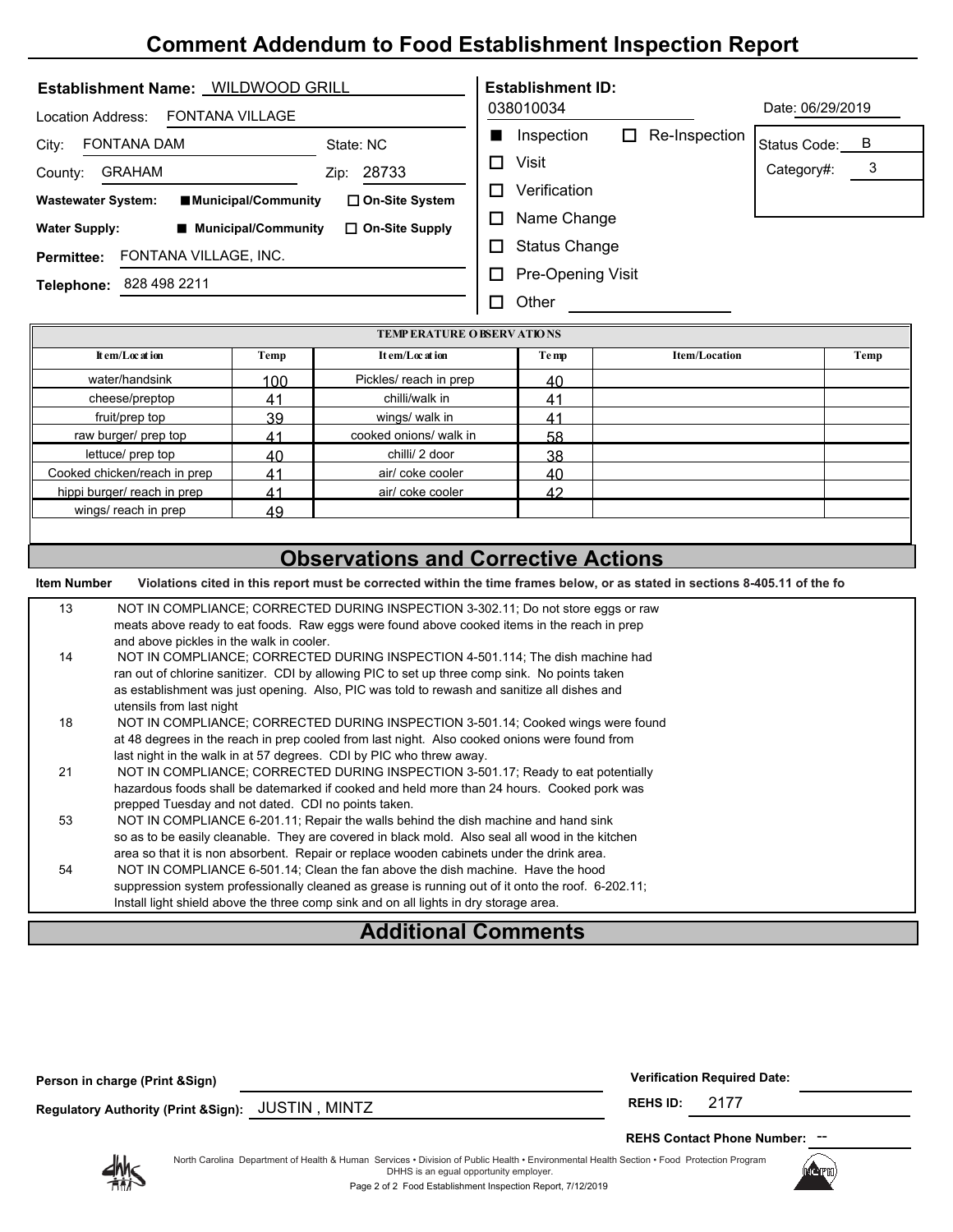# Comment Addendum to Food Establishment Inspection Report

**Establishment Name:** WILDWOOD GRILL

Location Address: FONTANA VILLAGE

City: FONTANA DAM    State: NC

County: GRAHAM    Zip: 28733

**Wastewater System:** ■ Municipal/Community ☐ On-Site System

**Water Supply:** ■ Municipal/Community ☐ On-Site Supply

**Permittee:** FONTANA VILLAGE, INC.

**Telephone:** 828 498 2211

**Establishment ID:** 038010034

■ Inspection ☐ Re-Inspection
☐ Visit
☐ Verification
☐ Name Change
☐ Status Change
☐ Pre-Opening Visit
☐ Other

Date: 06/29/2019

Status Code: B

Category#: 3

| TEMPERATURE OBSERVATIONS | | | | | |
|---|---|---|---|---|---|
| **Item/Location** | **Temp** | **Item/Location** | **Temp** | **Item/Location** | **Temp** |
| water/handsink | 100 | Pickles/ reach in prep | 40 | | |
| cheese/preptop | 41 | chilli/walk in | 41 | | |
| fruit/prep top | 39 | wings/ walk in | 41 | | |
| raw burger/ prep top | 41 | cooked onions/ walk in | 58 | | |
| lettuce/ prep top | 40 | chilli/ 2 door | 38 | | |
| Cooked chicken/reach in prep | 41 | air/ coke cooler | 40 | | |
| hippi burger/ reach in prep | 41 | air/ coke cooler | 42 | | |
| wings/ reach in prep | 49 | | | | |

## Observations and Corrective Actions

**Item Number** **Violations cited in this report must be corrected within the time frames below, or as stated in sections 8-405.11 of the fo**

13 NOT IN COMPLIANCE; CORRECTED DURING INSPECTION 3-302.11; Do not store eggs or raw meats above ready to eat foods. Raw eggs were found above cooked items in the reach in prep and above pickles in the walk in cooler.

14 NOT IN COMPLIANCE; CORRECTED DURING INSPECTION 4-501.114; The dish machine had ran out of chlorine sanitizer. CDI by allowing PIC to set up three comp sink. No points taken as establishment was just opening. Also, PIC was told to rewash and sanitize all dishes and utensils from last night

18 NOT IN COMPLIANCE; CORRECTED DURING INSPECTION 3-501.14; Cooked wings were found at 48 degrees in the reach in prep cooled from last night. Also cooked onions were found from last night in the walk in at 57 degrees. CDI by PIC who threw away.

21 NOT IN COMPLIANCE; CORRECTED DURING INSPECTION 3-501.17; Ready to eat potentially hazardous foods shall be datemarked if cooked and held more than 24 hours. Cooked pork was prepped Tuesday and not dated. CDI no points taken.

53 NOT IN COMPLIANCE 6-201.11; Repair the walls behind the dish machine and hand sink so as to be easily cleanable. They are covered in black mold. Also seal all wood in the kitchen area so that it is non absorbent. Repair or replace wooden cabinets under the drink area.

54 NOT IN COMPLIANCE 6-501.14; Clean the fan above the dish machine. Have the hood suppression system professionally cleaned as grease is running out of it onto the roof. 6-202.11; Install light shield above the three comp sink and on all lights in dry storage area.

## Additional Comments

**Person in charge (Print &Sign)**

**Regulatory Authority (Print &Sign):** JUSTIN , MINTZ

**Verification Required Date:**

**REHS ID:** 2177

**REHS Contact Phone Number:** --

North Carolina Department of Health & Human Services • Division of Public Health • Environmental Health Section • Food Protection Program
DHHS is an equal opportunity employer.

Food Establishment Inspection Report, 7/12/2019